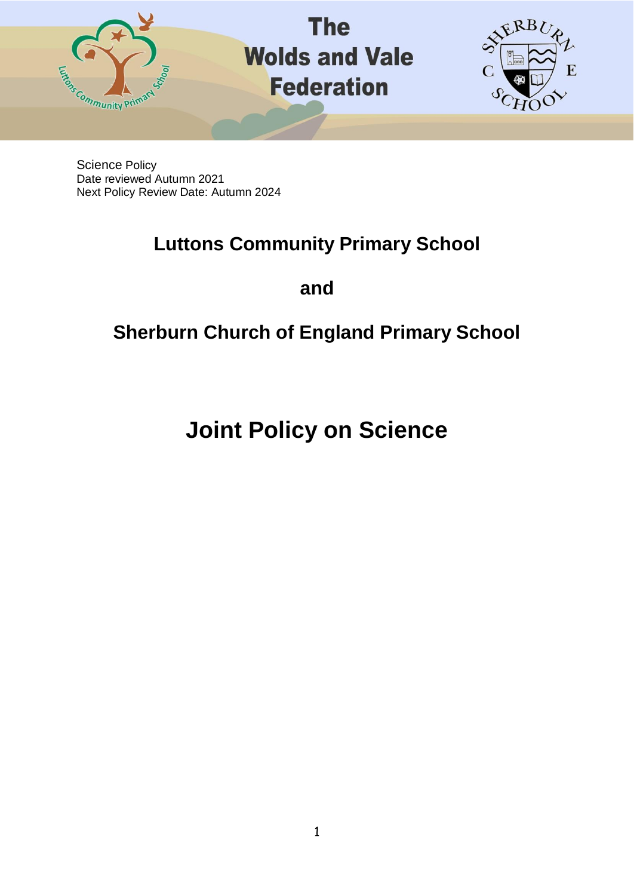# The Wolds and Vale Federation

Science Policy
Date reviewed Autumn 2021
Next Policy Review Date: Autumn 2024

## Luttons Community Primary School

## and

## Sherburn Church of England Primary School

# Joint Policy on Science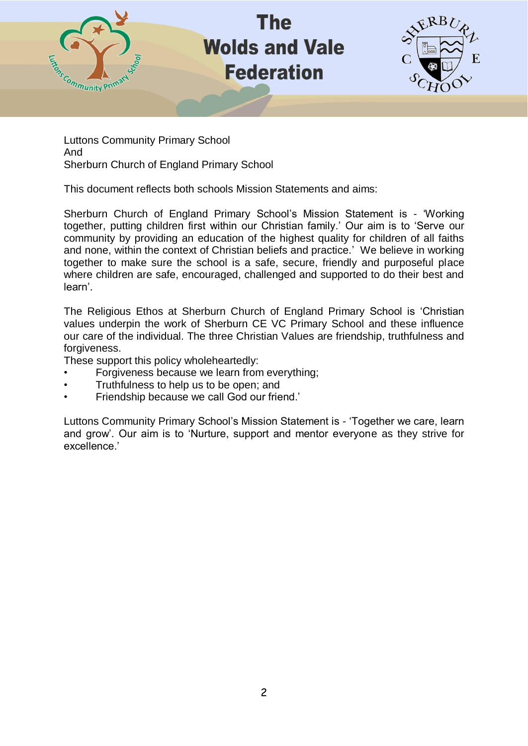Luttons Community Primary School
And
Sherburn Church of England Primary School

This document reflects both schools Mission Statements and aims:

Sherburn Church of England Primary School's Mission Statement is - 'Working together, putting children first within our Christian family.' Our aim is to 'Serve our community by providing an education of the highest quality for children of all faiths and none, within the context of Christian beliefs and practice.' We believe in working together to make sure the school is a safe, secure, friendly and purposeful place where children are safe, encouraged, challenged and supported to do their best and learn'.

The Religious Ethos at Sherburn Church of England Primary School is 'Christian values underpin the work of Sherburn CE VC Primary School and these influence our care of the individual. The three Christian Values are friendship, truthfulness and forgiveness.
These support this policy wholeheartedly:

- Forgiveness because we learn from everything;
- Truthfulness to help us to be open; and
- Friendship because we call God our friend.'

Luttons Community Primary School's Mission Statement is - 'Together we care, learn and grow'. Our aim is to 'Nurture, support and mentor everyone as they strive for excellence.'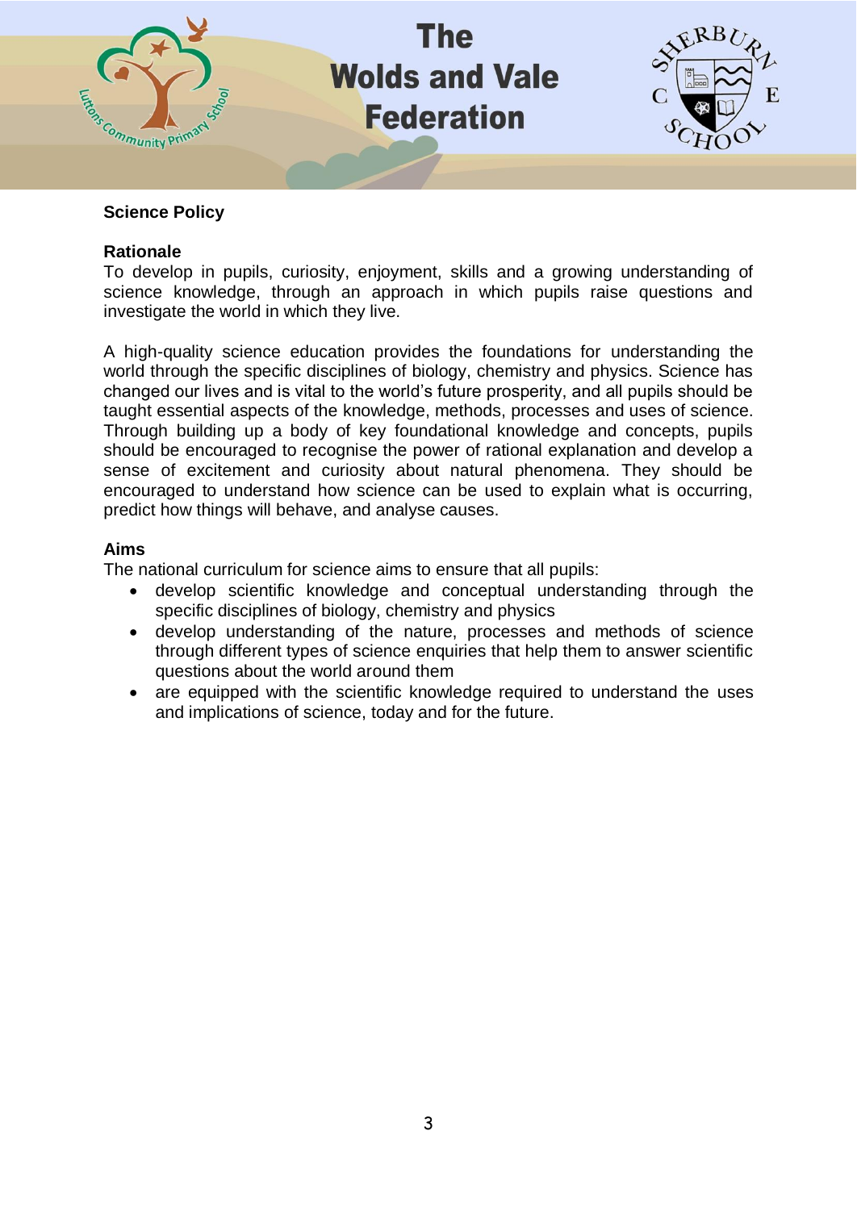**Science Policy**

**Rationale**

To develop in pupils, curiosity, enjoyment, skills and a growing understanding of science knowledge, through an approach in which pupils raise questions and investigate the world in which they live.

A high-quality science education provides the foundations for understanding the world through the specific disciplines of biology, chemistry and physics. Science has changed our lives and is vital to the world's future prosperity, and all pupils should be taught essential aspects of the knowledge, methods, processes and uses of science. Through building up a body of key foundational knowledge and concepts, pupils should be encouraged to recognise the power of rational explanation and develop a sense of excitement and curiosity about natural phenomena. They should be encouraged to understand how science can be used to explain what is occurring, predict how things will behave, and analyse causes.

**Aims**

The national curriculum for science aims to ensure that all pupils:

- develop scientific knowledge and conceptual understanding through the specific disciplines of biology, chemistry and physics
- develop understanding of the nature, processes and methods of science through different types of science enquiries that help them to answer scientific questions about the world around them
- are equipped with the scientific knowledge required to understand the uses and implications of science, today and for the future.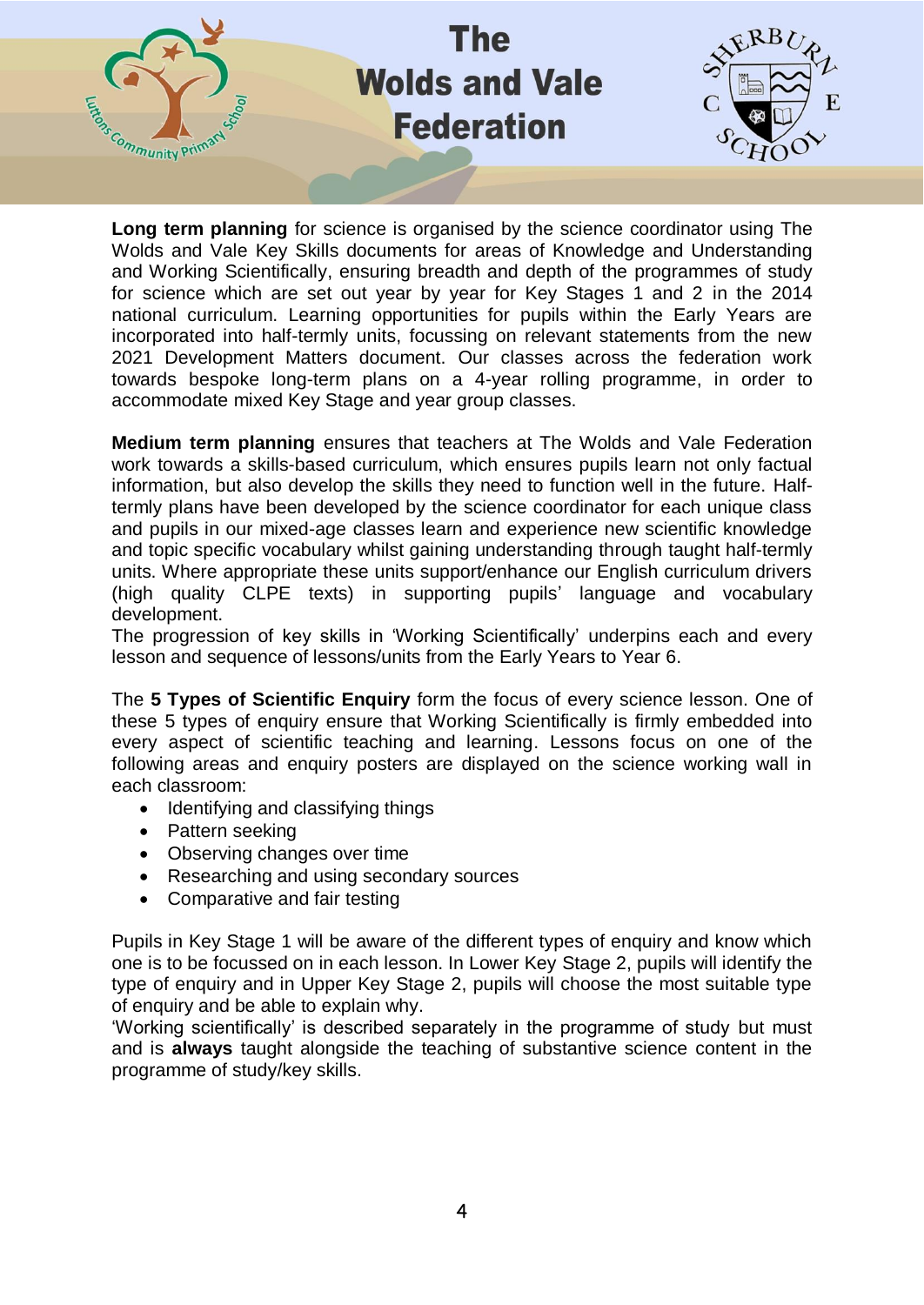**Long term planning** for science is organised by the science coordinator using The Wolds and Vale Key Skills documents for areas of Knowledge and Understanding and Working Scientifically, ensuring breadth and depth of the programmes of study for science which are set out year by year for Key Stages 1 and 2 in the 2014 national curriculum. Learning opportunities for pupils within the Early Years are incorporated into half-termly units, focussing on relevant statements from the new 2021 Development Matters document. Our classes across the federation work towards bespoke long-term plans on a 4-year rolling programme, in order to accommodate mixed Key Stage and year group classes.

**Medium term planning** ensures that teachers at The Wolds and Vale Federation work towards a skills-based curriculum, which ensures pupils learn not only factual information, but also develop the skills they need to function well in the future. Half-termly plans have been developed by the science coordinator for each unique class and pupils in our mixed-age classes learn and experience new scientific knowledge and topic specific vocabulary whilst gaining understanding through taught half-termly units. Where appropriate these units support/enhance our English curriculum drivers (high quality CLPE texts) in supporting pupils' language and vocabulary development.
The progression of key skills in 'Working Scientifically' underpins each and every lesson and sequence of lessons/units from the Early Years to Year 6.

The **5 Types of Scientific Enquiry** form the focus of every science lesson. One of these 5 types of enquiry ensure that Working Scientifically is firmly embedded into every aspect of scientific teaching and learning. Lessons focus on one of the following areas and enquiry posters are displayed on the science working wall in each classroom:

- Identifying and classifying things
- Pattern seeking
- Observing changes over time
- Researching and using secondary sources
- Comparative and fair testing

Pupils in Key Stage 1 will be aware of the different types of enquiry and know which one is to be focussed on in each lesson. In Lower Key Stage 2, pupils will identify the type of enquiry and in Upper Key Stage 2, pupils will choose the most suitable type of enquiry and be able to explain why.
'Working scientifically' is described separately in the programme of study but must and is **always** taught alongside the teaching of substantive science content in the programme of study/key skills.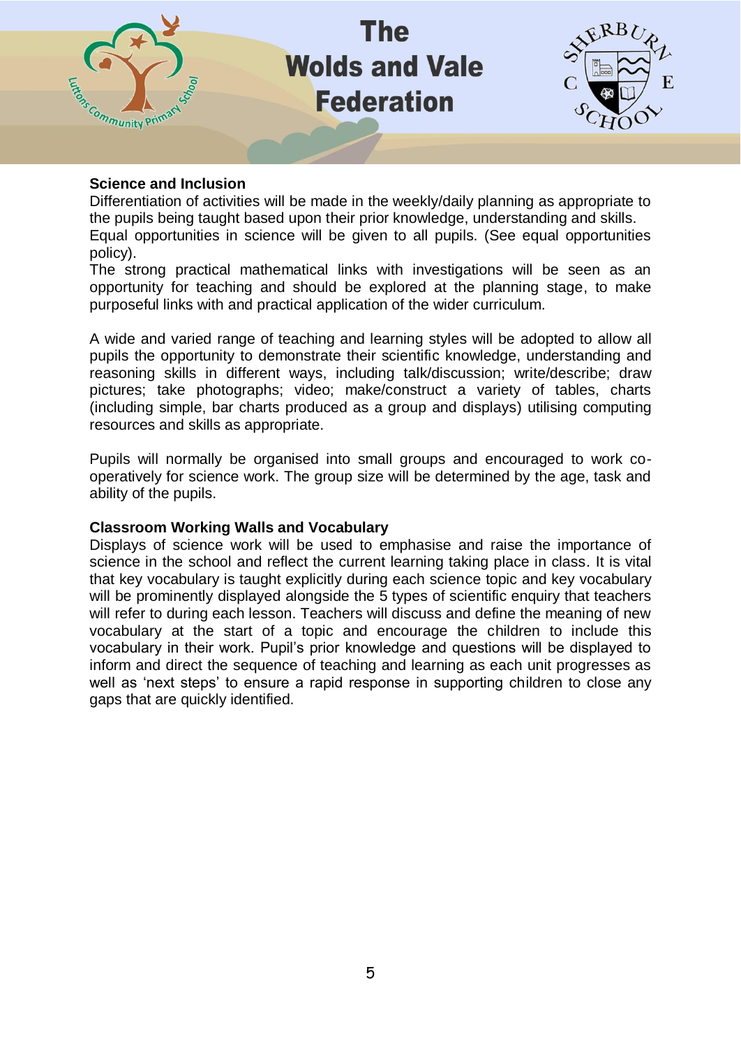**Science and Inclusion**

Differentiation of activities will be made in the weekly/daily planning as appropriate to the pupils being taught based upon their prior knowledge, understanding and skills. Equal opportunities in science will be given to all pupils. (See equal opportunities policy).

The strong practical mathematical links with investigations will be seen as an opportunity for teaching and should be explored at the planning stage, to make purposeful links with and practical application of the wider curriculum.

A wide and varied range of teaching and learning styles will be adopted to allow all pupils the opportunity to demonstrate their scientific knowledge, understanding and reasoning skills in different ways, including talk/discussion; write/describe; draw pictures; take photographs; video; make/construct a variety of tables, charts (including simple, bar charts produced as a group and displays) utilising computing resources and skills as appropriate.

Pupils will normally be organised into small groups and encouraged to work co-operatively for science work. The group size will be determined by the age, task and ability of the pupils.

**Classroom Working Walls and Vocabulary**

Displays of science work will be used to emphasise and raise the importance of science in the school and reflect the current learning taking place in class. It is vital that key vocabulary is taught explicitly during each science topic and key vocabulary will be prominently displayed alongside the 5 types of scientific enquiry that teachers will refer to during each lesson. Teachers will discuss and define the meaning of new vocabulary at the start of a topic and encourage the children to include this vocabulary in their work. Pupil's prior knowledge and questions will be displayed to inform and direct the sequence of teaching and learning as each unit progresses as well as 'next steps' to ensure a rapid response in supporting children to close any gaps that are quickly identified.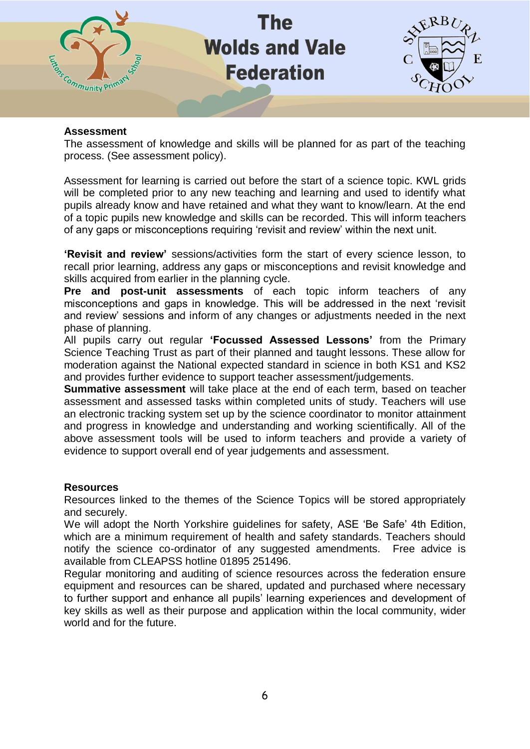## Assessment

The assessment of knowledge and skills will be planned for as part of the teaching process. (See assessment policy).

Assessment for learning is carried out before the start of a science topic. KWL grids will be completed prior to any new teaching and learning and used to identify what pupils already know and have retained and what they want to know/learn. At the end of a topic pupils new knowledge and skills can be recorded. This will inform teachers of any gaps or misconceptions requiring 'revisit and review' within the next unit.

**'Revisit and review'** sessions/activities form the start of every science lesson, to recall prior learning, address any gaps or misconceptions and revisit knowledge and skills acquired from earlier in the planning cycle.

**Pre and post-unit assessments** of each topic inform teachers of any misconceptions and gaps in knowledge. This will be addressed in the next 'revisit and review' sessions and inform of any changes or adjustments needed in the next phase of planning.

All pupils carry out regular **'Focussed Assessed Lessons'** from the Primary Science Teaching Trust as part of their planned and taught lessons. These allow for moderation against the National expected standard in science in both KS1 and KS2 and provides further evidence to support teacher assessment/judgements.

**Summative assessment** will take place at the end of each term, based on teacher assessment and assessed tasks within completed units of study. Teachers will use an electronic tracking system set up by the science coordinator to monitor attainment and progress in knowledge and understanding and working scientifically. All of the above assessment tools will be used to inform teachers and provide a variety of evidence to support overall end of year judgements and assessment.

## Resources

Resources linked to the themes of the Science Topics will be stored appropriately and securely.

We will adopt the North Yorkshire guidelines for safety, ASE 'Be Safe' 4th Edition, which are a minimum requirement of health and safety standards. Teachers should notify the science co-ordinator of any suggested amendments. Free advice is available from CLEAPSS hotline 01895 251496.

Regular monitoring and auditing of science resources across the federation ensure equipment and resources can be shared, updated and purchased where necessary to further support and enhance all pupils' learning experiences and development of key skills as well as their purpose and application within the local community, wider world and for the future.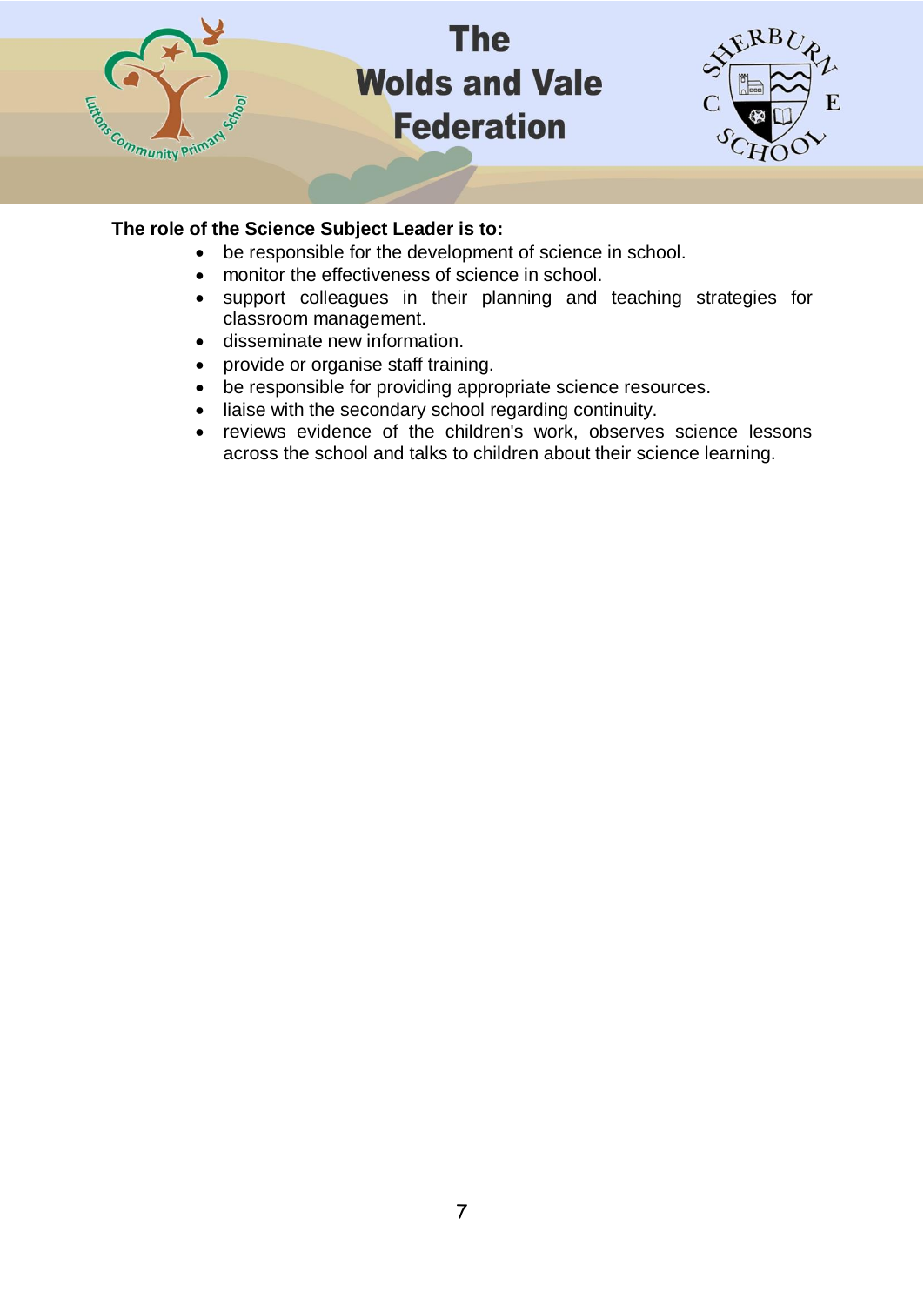**The role of the Science Subject Leader is to:**

- be responsible for the development of science in school.
- monitor the effectiveness of science in school.
- support colleagues in their planning and teaching strategies for classroom management.
- disseminate new information.
- provide or organise staff training.
- be responsible for providing appropriate science resources.
- liaise with the secondary school regarding continuity.
- reviews evidence of the children's work, observes science lessons across the school and talks to children about their science learning.